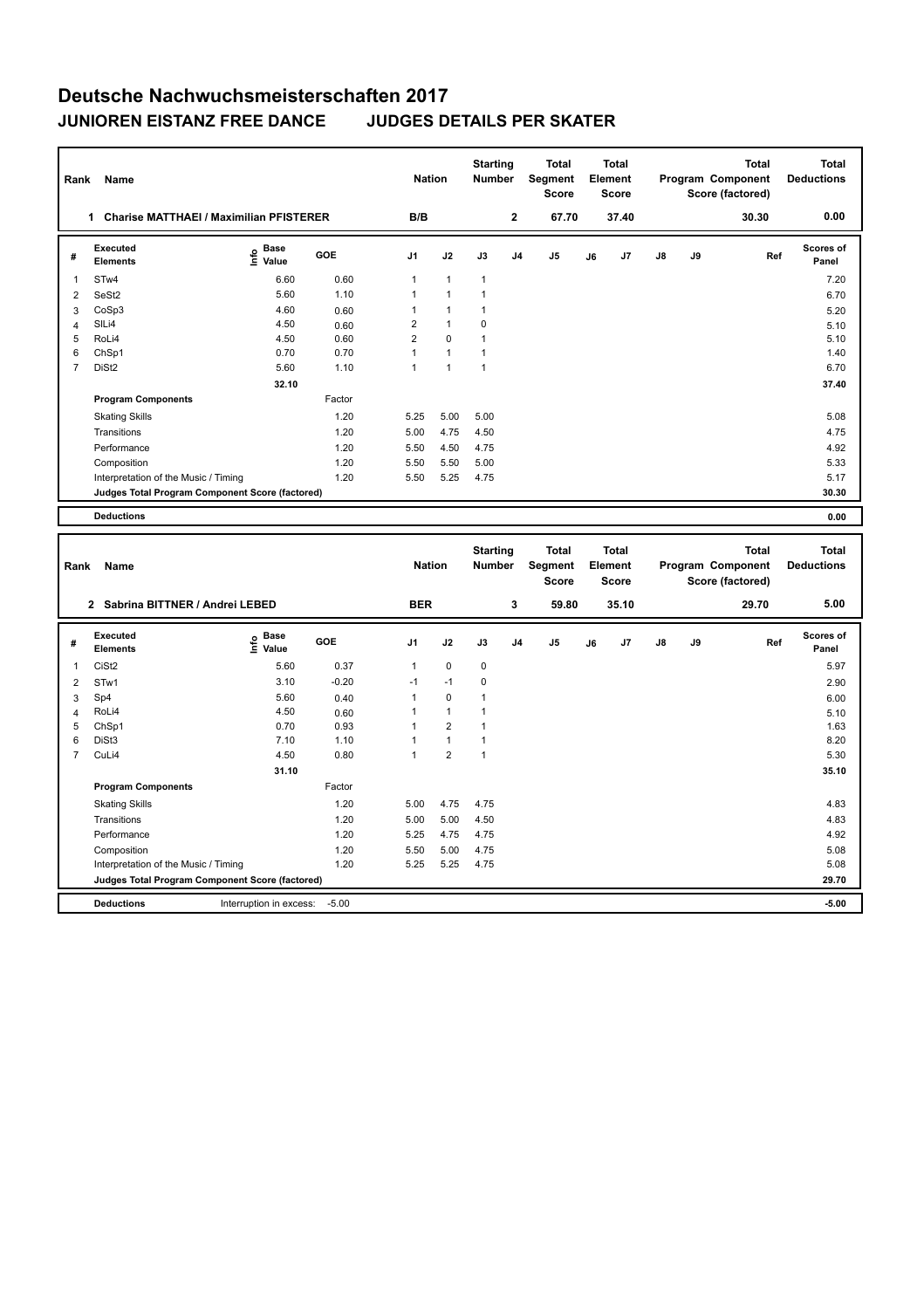# Deutsche Nachwuchsmeisterschaften 2017

## JUNIOREN EISTANZ FREE DANCE    JUDGES DETAILS PER SKATER

| Rank | Name | Nation | Starting Number | Total Segment Score | Total Element Score | Total Program Component Score (factored) | Total Deductions |
|---|---|---|---|---|---|---|---|
| 1 | Charise MATTHAEI / Maximilian PFISTERER | B/B | 2 | 67.70 | 37.40 | 30.30 | 0.00 |

| # | Executed Elements | Info | Base Value | GOE | J1 | J2 | J3 | J4 | J5 | J6 | J7 | J8 | J9 | Ref | Scores of Panel |
|---|---|---|---|---|---|---|---|---|---|---|---|---|---|---|---|
| 1 | STw4 | | 6.60 | 0.60 | 1 | 1 | 1 | | | | | | | | 7.20 |
| 2 | SeSt2 | | 5.60 | 1.10 | 1 | 1 | 1 | | | | | | | | 6.70 |
| 3 | CoSp3 | | 4.60 | 0.60 | 1 | 1 | 1 | | | | | | | | 5.20 |
| 4 | SlLi4 | | 4.50 | 0.60 | 2 | 1 | 0 | | | | | | | | 5.10 |
| 5 | RoLi4 | | 4.50 | 0.60 | 2 | 0 | 1 | | | | | | | | 5.10 |
| 6 | ChSp1 | | 0.70 | 0.70 | 1 | 1 | 1 | | | | | | | | 1.40 |
| 7 | DiSt2 | | 5.60 | 1.10 | 1 | 1 | 1 | | | | | | | | 6.70 |
| | | | 32.10 | | | | | | | | | | | | 37.40 |
| | **Program Components** | | | Factor | | | | | | | | | | | |
| | Skating Skills | | | 1.20 | 5.25 | 5.00 | 5.00 | | | | | | | | 5.08 |
| | Transitions | | | 1.20 | 5.00 | 4.75 | 4.50 | | | | | | | | 4.75 |
| | Performance | | | 1.20 | 5.50 | 4.50 | 4.75 | | | | | | | | 4.92 |
| | Composition | | | 1.20 | 5.50 | 5.50 | 5.00 | | | | | | | | 5.33 |
| | Interpretation of the Music / Timing | | | 1.20 | 5.50 | 5.25 | 4.75 | | | | | | | | 5.17 |
| | **Judges Total Program Component Score (factored)** | | | | | | | | | | | | | | 30.30 |
| | **Deductions** | | | | | | | | | | | | | | 0.00 |

| Rank | Name | Nation | Starting Number | Total Segment Score | Total Element Score | Total Program Component Score (factored) | Total Deductions |
|---|---|---|---|---|---|---|---|
| 2 | Sabrina BITTNER / Andrei LEBED | BER | 3 | 59.80 | 35.10 | 29.70 | 5.00 |

| # | Executed Elements | Info | Base Value | GOE | J1 | J2 | J3 | J4 | J5 | J6 | J7 | J8 | J9 | Ref | Scores of Panel |
|---|---|---|---|---|---|---|---|---|---|---|---|---|---|---|---|
| 1 | CiSt2 | | 5.60 | 0.37 | 1 | 0 | 0 | | | | | | | | 5.97 |
| 2 | STw1 | | 3.10 | -0.20 | -1 | -1 | 0 | | | | | | | | 2.90 |
| 3 | Sp4 | | 5.60 | 0.40 | 1 | 0 | 1 | | | | | | | | 6.00 |
| 4 | RoLi4 | | 4.50 | 0.60 | 1 | 1 | 1 | | | | | | | | 5.10 |
| 5 | ChSp1 | | 0.70 | 0.93 | 1 | 2 | 1 | | | | | | | | 1.63 |
| 6 | DiSt3 | | 7.10 | 1.10 | 1 | 1 | 1 | | | | | | | | 8.20 |
| 7 | CuLi4 | | 4.50 | 0.80 | 1 | 2 | 1 | | | | | | | | 5.30 |
| | | | 31.10 | | | | | | | | | | | | 35.10 |
| | **Program Components** | | | Factor | | | | | | | | | | | |
| | Skating Skills | | | 1.20 | 5.00 | 4.75 | 4.75 | | | | | | | | 4.83 |
| | Transitions | | | 1.20 | 5.00 | 5.00 | 4.50 | | | | | | | | 4.83 |
| | Performance | | | 1.20 | 5.25 | 4.75 | 4.75 | | | | | | | | 4.92 |
| | Composition | | | 1.20 | 5.50 | 5.00 | 4.75 | | | | | | | | 5.08 |
| | Interpretation of the Music / Timing | | | 1.20 | 5.25 | 5.25 | 4.75 | | | | | | | | 5.08 |
| | **Judges Total Program Component Score (factored)** | | | | | | | | | | | | | | 29.70 |
| | **Deductions** | Interruption in excess: | | -5.00 | | | | | | | | | | | -5.00 |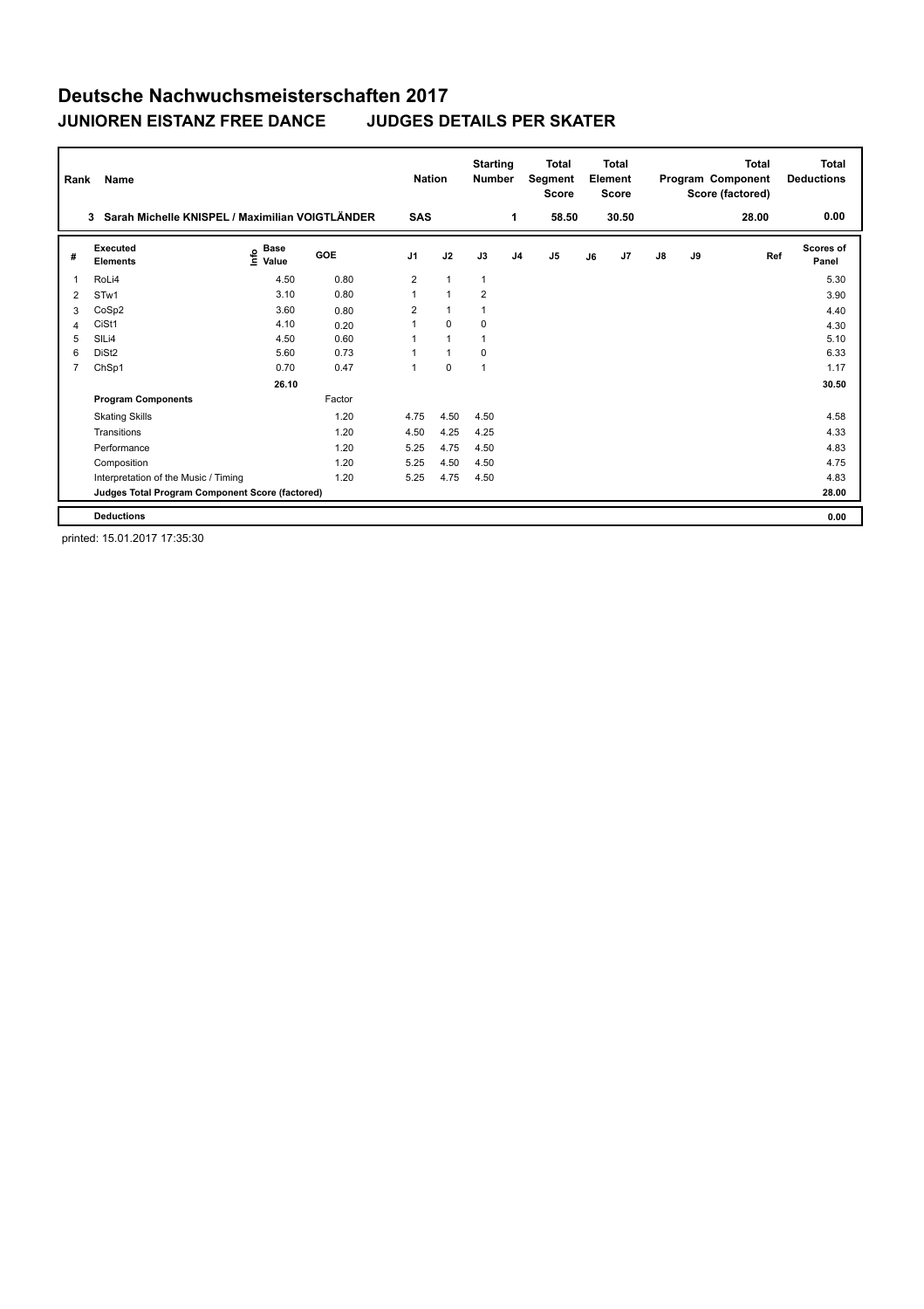# Deutsche Nachwuchsmeisterschaften 2017

## JUNIOREN EISTANZ FREE DANCE JUDGES DETAILS PER SKATER

| Rank | Name | Nation | Starting Number | Total Segment Score | Total Element Score | Total Program Component Score (factored) | Total Deductions |
|---|---|---|---|---|---|---|---|
| 3 | Sarah Michelle KNISPEL / Maximilian VOIGTLÄNDER | SAS | 1 | 58.50 | 30.50 | 28.00 | 0.00 |

| # | Executed Elements | Info | Base Value | GOE | J1 | J2 | J3 | J4 | J5 | J6 | J7 | J8 | J9 | Ref | Scores of Panel |
|---|---|---|---|---|---|---|---|---|---|---|---|---|---|---|---|
| 1 | RoLi4 | | 4.50 | 0.80 | 2 | 1 | 1 | | | | | | | | 5.30 |
| 2 | STw1 | | 3.10 | 0.80 | 1 | 1 | 2 | | | | | | | | 3.90 |
| 3 | CoSp2 | | 3.60 | 0.80 | 2 | 1 | 1 | | | | | | | | 4.40 |
| 4 | CiSt1 | | 4.10 | 0.20 | 1 | 0 | 0 | | | | | | | | 4.30 |
| 5 | SlLi4 | | 4.50 | 0.60 | 1 | 1 | 1 | | | | | | | | 5.10 |
| 6 | DiSt2 | | 5.60 | 0.73 | 1 | 1 | 0 | | | | | | | | 6.33 |
| 7 | ChSp1 | | 0.70 | 0.47 | 1 | 0 | 1 | | | | | | | | 1.17 |
| | | | 26.10 | | | | | | | | | | | | 30.50 |
| | **Program Components** | | | Factor | | | | | | | | | | | |
| | Skating Skills | | | 1.20 | 4.75 | 4.50 | 4.50 | | | | | | | | 4.58 |
| | Transitions | | | 1.20 | 4.50 | 4.25 | 4.25 | | | | | | | | 4.33 |
| | Performance | | | 1.20 | 5.25 | 4.75 | 4.50 | | | | | | | | 4.83 |
| | Composition | | | 1.20 | 5.25 | 4.50 | 4.50 | | | | | | | | 4.75 |
| | Interpretation of the Music / Timing | | | 1.20 | 5.25 | 4.75 | 4.50 | | | | | | | | 4.83 |
| | **Judges Total Program Component Score (factored)** | | | | | | | | | | | | | | 28.00 |
| | **Deductions** | | | | | | | | | | | | | | 0.00 |

printed: 15.01.2017 17:35:30